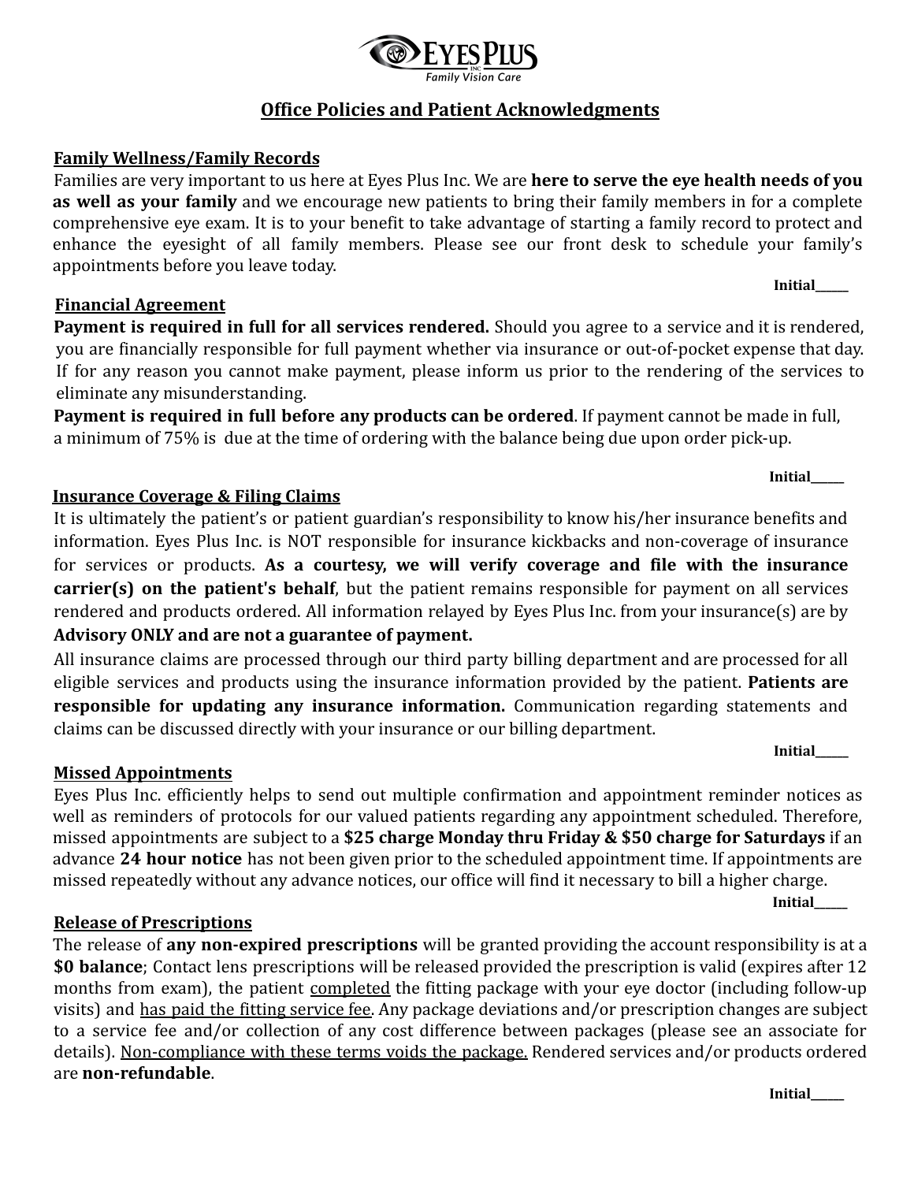EYES PLUS INC.
*Family Vision Care*

# Office Policies and Patient Acknowledgments

## Family Wellness/Family Records

Families are very important to us here at Eyes Plus Inc. We are **here to serve the eye health needs of you as well as your family** and we encourage new patients to bring their family members in for a complete comprehensive eye exam. It is to your benefit to take advantage of starting a family record to protect and enhance the eyesight of all family members. Please see our front desk to schedule your family's appointments before you leave today.

**Initial_____**

## Financial Agreement

**Payment is required in full for all services rendered.** Should you agree to a service and it is rendered, you are financially responsible for full payment whether via insurance or out-of-pocket expense that day. If for any reason you cannot make payment, please inform us prior to the rendering of the services to eliminate any misunderstanding.

**Payment is required in full before any products can be ordered**. If payment cannot be made in full, a minimum of 75% is due at the time of ordering with the balance being due upon order pick-up.

**Initial_____**

## Insurance Coverage & Filing Claims

It is ultimately the patient's or patient guardian's responsibility to know his/her insurance benefits and information. Eyes Plus Inc. is NOT responsible for insurance kickbacks and non-coverage of insurance for services or products. **As a courtesy, we will verify coverage and file with the insurance carrier(s) on the patient's behalf**, but the patient remains responsible for payment on all services rendered and products ordered. All information relayed by Eyes Plus Inc. from your insurance(s) are by **Advisory ONLY and are not a guarantee of payment.**

All insurance claims are processed through our third party billing department and are processed for all eligible services and products using the insurance information provided by the patient. **Patients are responsible for updating any insurance information.** Communication regarding statements and claims can be discussed directly with your insurance or our billing department.

**Initial_____**

## Missed Appointments

Eyes Plus Inc. efficiently helps to send out multiple confirmation and appointment reminder notices as well as reminders of protocols for our valued patients regarding any appointment scheduled. Therefore, missed appointments are subject to a **$25 charge Monday thru Friday & $50 charge for Saturdays** if an advance **24 hour notice** has not been given prior to the scheduled appointment time. If appointments are missed repeatedly without any advance notices, our office will find it necessary to bill a higher charge.

**Initial_____**

## Release of Prescriptions

The release of **any non-expired prescriptions** will be granted providing the account responsibility is at a **$0 balance**; Contact lens prescriptions will be released provided the prescription is valid (expires after 12 months from exam), the patient <u>completed</u> the fitting package with your eye doctor (including follow-up visits) and <u>has paid the fitting service fee</u>. Any package deviations and/or prescription changes are subject to a service fee and/or collection of any cost difference between packages (please see an associate for details). <u>Non-compliance with these terms voids the package.</u> Rendered services and/or products ordered are **non-refundable**.

**Initial_____**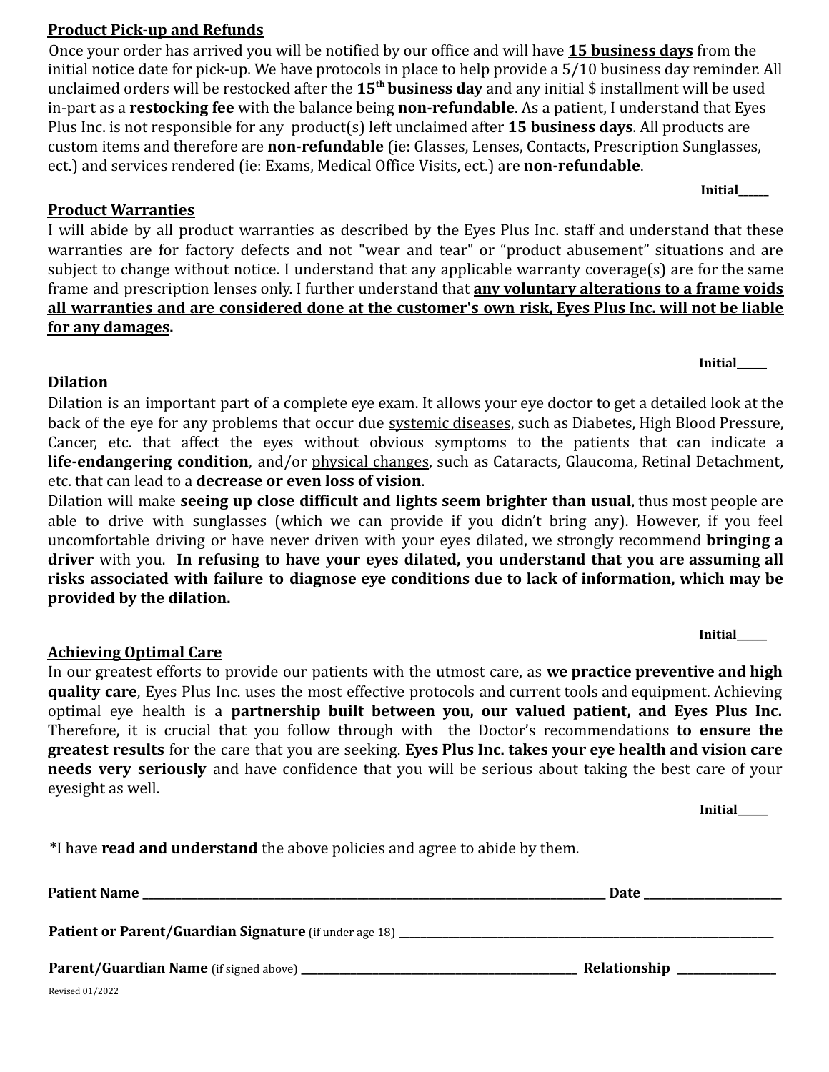**Product Pick-up and Refunds**

Once your order has arrived you will be notified by our office and will have **15 business days** from the initial notice date for pick-up. We have protocols in place to help provide a 5/10 business day reminder. All unclaimed orders will be restocked after the **15th business day** and any initial $ installment will be used in-part as a **restocking fee** with the balance being **non-refundable**. As a patient, I understand that Eyes Plus Inc. is not responsible for any product(s) left unclaimed after **15 business days**. All products are custom items and therefore are **non-refundable** (ie: Glasses, Lenses, Contacts, Prescription Sunglasses, ect.) and services rendered (ie: Exams, Medical Office Visits, ect.) are **non-refundable**.

**Initial_____**

**Product Warranties**

I will abide by all product warranties as described by the Eyes Plus Inc. staff and understand that these warranties are for factory defects and not "wear and tear" or "product abusement" situations and are subject to change without notice. I understand that any applicable warranty coverage(s) are for the same frame and prescription lenses only. I further understand that **any voluntary alterations to a frame voids all warranties and are considered done at the customer's own risk, Eyes Plus Inc. will not be liable for any damages.**

**Initial_____**

**Dilation**

Dilation is an important part of a complete eye exam. It allows your eye doctor to get a detailed look at the back of the eye for any problems that occur due systemic diseases, such as Diabetes, High Blood Pressure, Cancer, etc. that affect the eyes without obvious symptoms to the patients that can indicate a **life-endangering condition**, and/or physical changes, such as Cataracts, Glaucoma, Retinal Detachment, etc. that can lead to a **decrease or even loss of vision**.

Dilation will make **seeing up close difficult and lights seem brighter than usual**, thus most people are able to drive with sunglasses (which we can provide if you didn't bring any). However, if you feel uncomfortable driving or have never driven with your eyes dilated, we strongly recommend **bringing a driver** with you. **In refusing to have your eyes dilated, you understand that you are assuming all risks associated with failure to diagnose eye conditions due to lack of information, which may be provided by the dilation.**

**Initial_____**

**Achieving Optimal Care**

In our greatest efforts to provide our patients with the utmost care, as **we practice preventive and high quality care**, Eyes Plus Inc. uses the most effective protocols and current tools and equipment. Achieving optimal eye health is a **partnership built between you, our valued patient, and Eyes Plus Inc.** Therefore, it is crucial that you follow through with the Doctor's recommendations **to ensure the greatest results** for the care that you are seeking. **Eyes Plus Inc. takes your eye health and vision care needs very seriously** and have confidence that you will be serious about taking the best care of your eyesight as well.

**Initial_____**

*I have **read and understand** the above policies and agree to abide by them.

**Patient Name** ________________________________________ **Date** ________________

**Patient or Parent/Guardian Signature** (if under age 18) ________________________________________

**Parent/Guardian Name** (if signed above) ______________________________ **Relationship** ____________

Revised 01/2022